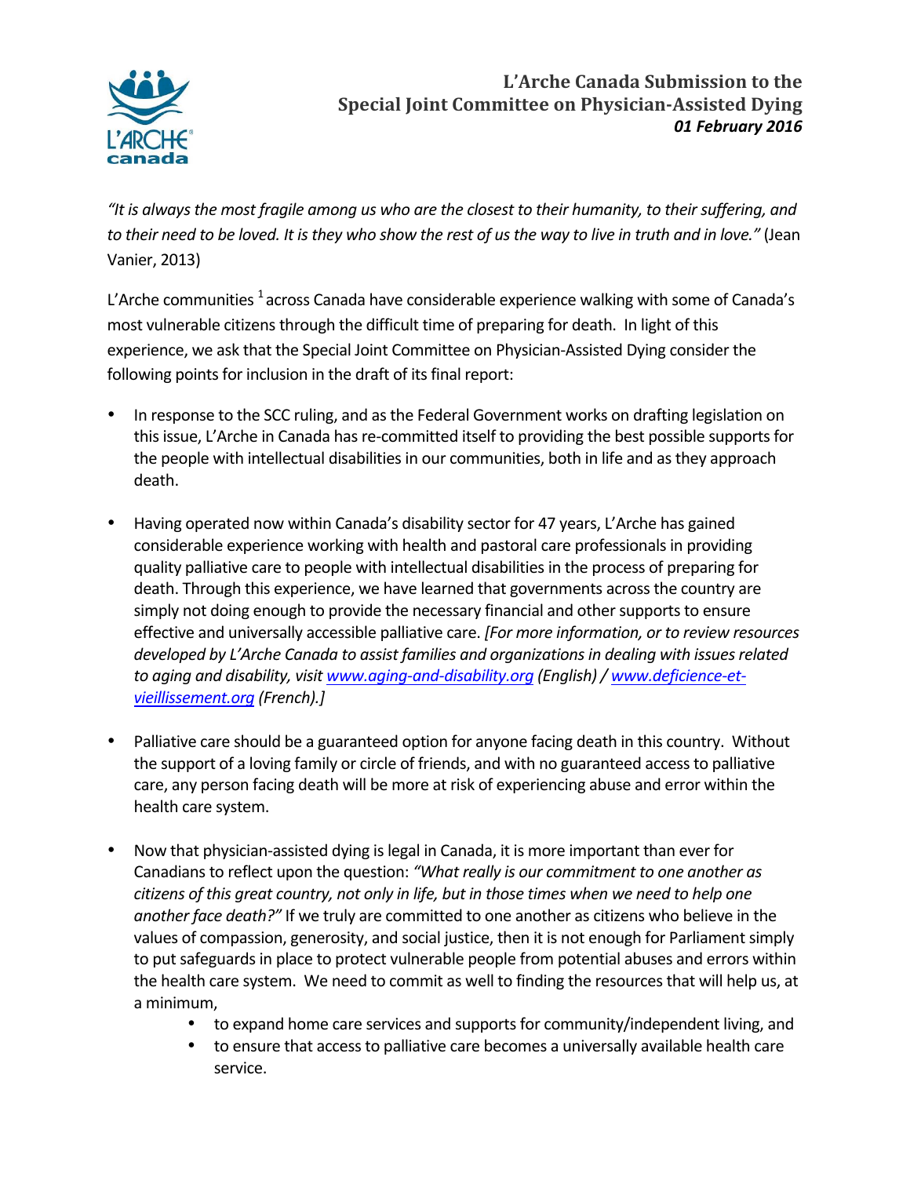# L'Arche Canada Submission to the Special Joint Committee on Physician-Assisted Dying

***01 February 2016***

*"It is always the most fragile among us who are the closest to their humanity, to their suffering, and to their need to be loved. It is they who show the rest of us the way to live in truth and in love."* (Jean Vanier, 2013)

L'Arche communities [1] across Canada have considerable experience walking with some of Canada's most vulnerable citizens through the difficult time of preparing for death. In light of this experience, we ask that the Special Joint Committee on Physician-Assisted Dying consider the following points for inclusion in the draft of its final report:

- In response to the SCC ruling, and as the Federal Government works on drafting legislation on this issue, L'Arche in Canada has re-committed itself to providing the best possible supports for the people with intellectual disabilities in our communities, both in life and as they approach death.

- Having operated now within Canada's disability sector for 47 years, L'Arche has gained considerable experience working with health and pastoral care professionals in providing quality palliative care to people with intellectual disabilities in the process of preparing for death. Through this experience, we have learned that governments across the country are simply not doing enough to provide the necessary financial and other supports to ensure effective and universally accessible palliative care. *[For more information, or to review resources developed by L'Arche Canada to assist families and organizations in dealing with issues related to aging and disability, visit [www.aging-and-disability.org](http://www.aging-and-disability.org) (English) / [www.deficience-et-vieillissement.org](http://www.deficience-et-vieillissement.org) (French).]*

- Palliative care should be a guaranteed option for anyone facing death in this country. Without the support of a loving family or circle of friends, and with no guaranteed access to palliative care, any person facing death will be more at risk of experiencing abuse and error within the health care system.

- Now that physician-assisted dying is legal in Canada, it is more important than ever for Canadians to reflect upon the question: *"What really is our commitment to one another as citizens of this great country, not only in life, but in those times when we need to help one another face death?"* If we truly are committed to one another as citizens who believe in the values of compassion, generosity, and social justice, then it is not enough for Parliament simply to put safeguards in place to protect vulnerable people from potential abuses and errors within the health care system. We need to commit as well to finding the resources that will help us, at a minimum,
  - to expand home care services and supports for community/independent living, and
  - to ensure that access to palliative care becomes a universally available health care service.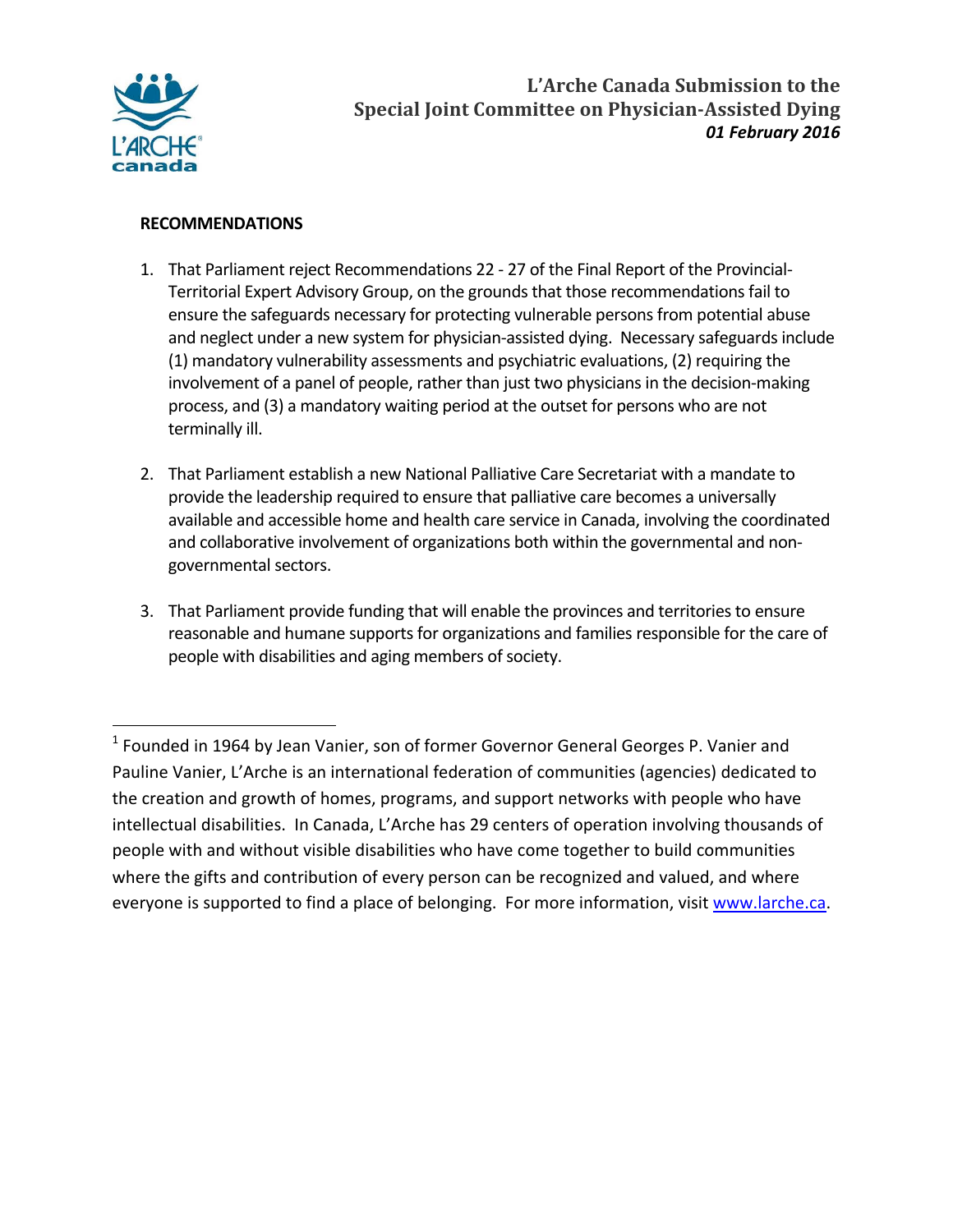## L'Arche Canada Submission to the Special Joint Committee on Physician-Assisted Dying

***01 February 2016***

**RECOMMENDATIONS**

1. That Parliament reject Recommendations 22 - 27 of the Final Report of the Provincial-Territorial Expert Advisory Group, on the grounds that those recommendations fail to ensure the safeguards necessary for protecting vulnerable persons from potential abuse and neglect under a new system for physician-assisted dying. Necessary safeguards include (1) mandatory vulnerability assessments and psychiatric evaluations, (2) requiring the involvement of a panel of people, rather than just two physicians in the decision-making process, and (3) a mandatory waiting period at the outset for persons who are not terminally ill.

2. That Parliament establish a new National Palliative Care Secretariat with a mandate to provide the leadership required to ensure that palliative care becomes a universally available and accessible home and health care service in Canada, involving the coordinated and collaborative involvement of organizations both within the governmental and non-governmental sectors.

3. That Parliament provide funding that will enable the provinces and territories to ensure reasonable and humane supports for organizations and families responsible for the care of people with disabilities and aging members of society.

---

[1] Founded in 1964 by Jean Vanier, son of former Governor General Georges P. Vanier and Pauline Vanier, L'Arche is an international federation of communities (agencies) dedicated to the creation and growth of homes, programs, and support networks with people who have intellectual disabilities. In Canada, L'Arche has 29 centers of operation involving thousands of people with and without visible disabilities who have come together to build communities where the gifts and contribution of every person can be recognized and valued, and where everyone is supported to find a place of belonging. For more information, visit www.larche.ca.